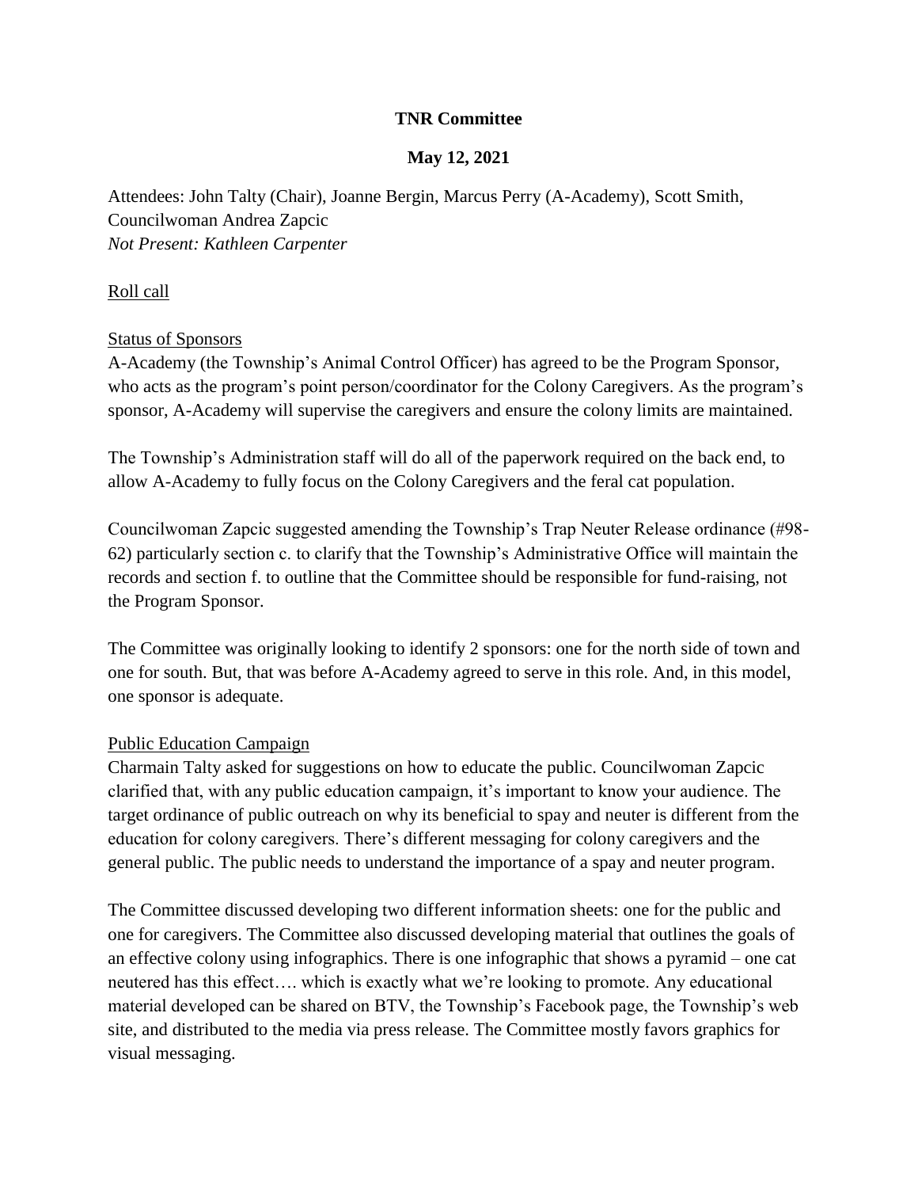# TNR Committee

## May 12, 2021

Attendees: John Talty (Chair), Joanne Bergin, Marcus Perry (A-Academy), Scott Smith, Councilwoman Andrea Zapcic
*Not Present: Kathleen Carpenter*

Roll call

Status of Sponsors

A-Academy (the Township's Animal Control Officer) has agreed to be the Program Sponsor, who acts as the program's point person/coordinator for the Colony Caregivers. As the program's sponsor, A-Academy will supervise the caregivers and ensure the colony limits are maintained.

The Township's Administration staff will do all of the paperwork required on the back end, to allow A-Academy to fully focus on the Colony Caregivers and the feral cat population.

Councilwoman Zapcic suggested amending the Township's Trap Neuter Release ordinance (#98-62) particularly section c. to clarify that the Township's Administrative Office will maintain the records and section f. to outline that the Committee should be responsible for fund-raising, not the Program Sponsor.

The Committee was originally looking to identify 2 sponsors: one for the north side of town and one for south. But, that was before A-Academy agreed to serve in this role. And, in this model, one sponsor is adequate.

Public Education Campaign

Charmain Talty asked for suggestions on how to educate the public. Councilwoman Zapcic clarified that, with any public education campaign, it's important to know your audience. The target ordinance of public outreach on why its beneficial to spay and neuter is different from the education for colony caregivers. There's different messaging for colony caregivers and the general public. The public needs to understand the importance of a spay and neuter program.

The Committee discussed developing two different information sheets: one for the public and one for caregivers. The Committee also discussed developing material that outlines the goals of an effective colony using infographics. There is one infographic that shows a pyramid – one cat neutered has this effect…. which is exactly what we're looking to promote. Any educational material developed can be shared on BTV, the Township's Facebook page, the Township's web site, and distributed to the media via press release. The Committee mostly favors graphics for visual messaging.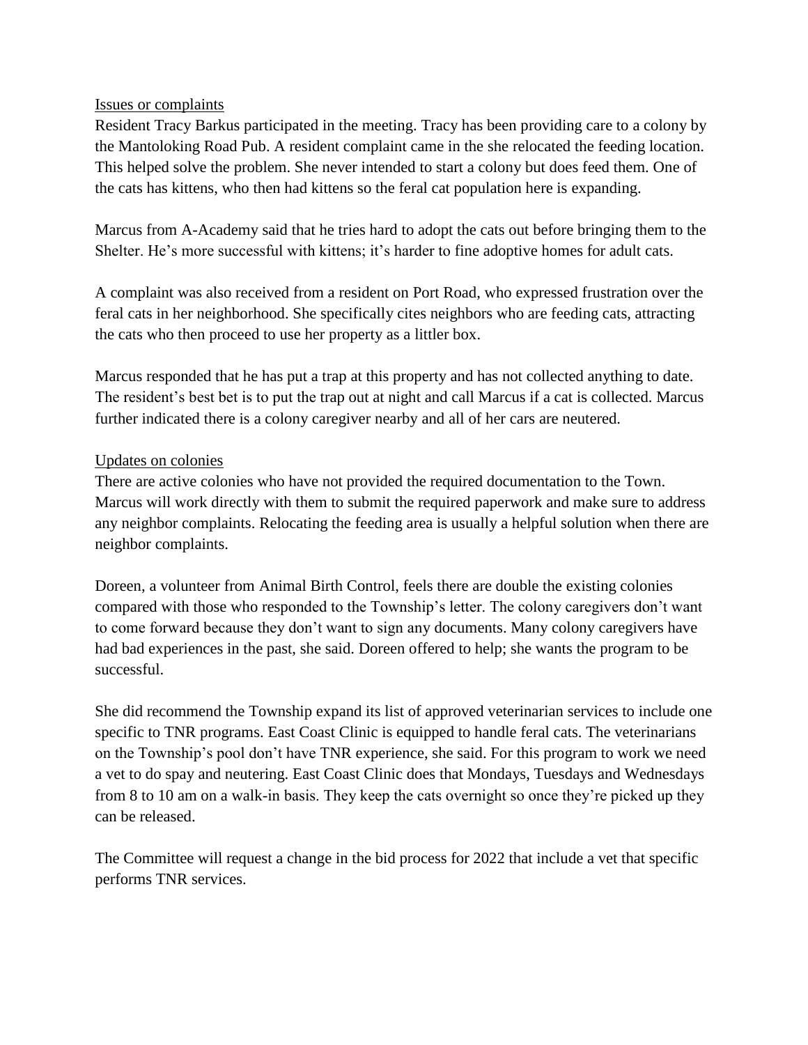Issues or complaints

Resident Tracy Barkus participated in the meeting. Tracy has been providing care to a colony by the Mantoloking Road Pub. A resident complaint came in the she relocated the feeding location. This helped solve the problem. She never intended to start a colony but does feed them. One of the cats has kittens, who then had kittens so the feral cat population here is expanding.

Marcus from A-Academy said that he tries hard to adopt the cats out before bringing them to the Shelter. He's more successful with kittens; it's harder to fine adoptive homes for adult cats.

A complaint was also received from a resident on Port Road, who expressed frustration over the feral cats in her neighborhood. She specifically cites neighbors who are feeding cats, attracting the cats who then proceed to use her property as a littler box.

Marcus responded that he has put a trap at this property and has not collected anything to date. The resident's best bet is to put the trap out at night and call Marcus if a cat is collected. Marcus further indicated there is a colony caregiver nearby and all of her cars are neutered.

Updates on colonies

There are active colonies who have not provided the required documentation to the Town. Marcus will work directly with them to submit the required paperwork and make sure to address any neighbor complaints. Relocating the feeding area is usually a helpful solution when there are neighbor complaints.

Doreen, a volunteer from Animal Birth Control, feels there are double the existing colonies compared with those who responded to the Township's letter. The colony caregivers don't want to come forward because they don't want to sign any documents. Many colony caregivers have had bad experiences in the past, she said. Doreen offered to help; she wants the program to be successful.

She did recommend the Township expand its list of approved veterinarian services to include one specific to TNR programs. East Coast Clinic is equipped to handle feral cats. The veterinarians on the Township's pool don't have TNR experience, she said. For this program to work we need a vet to do spay and neutering. East Coast Clinic does that Mondays, Tuesdays and Wednesdays from 8 to 10 am on a walk-in basis. They keep the cats overnight so once they're picked up they can be released.

The Committee will request a change in the bid process for 2022 that include a vet that specific performs TNR services.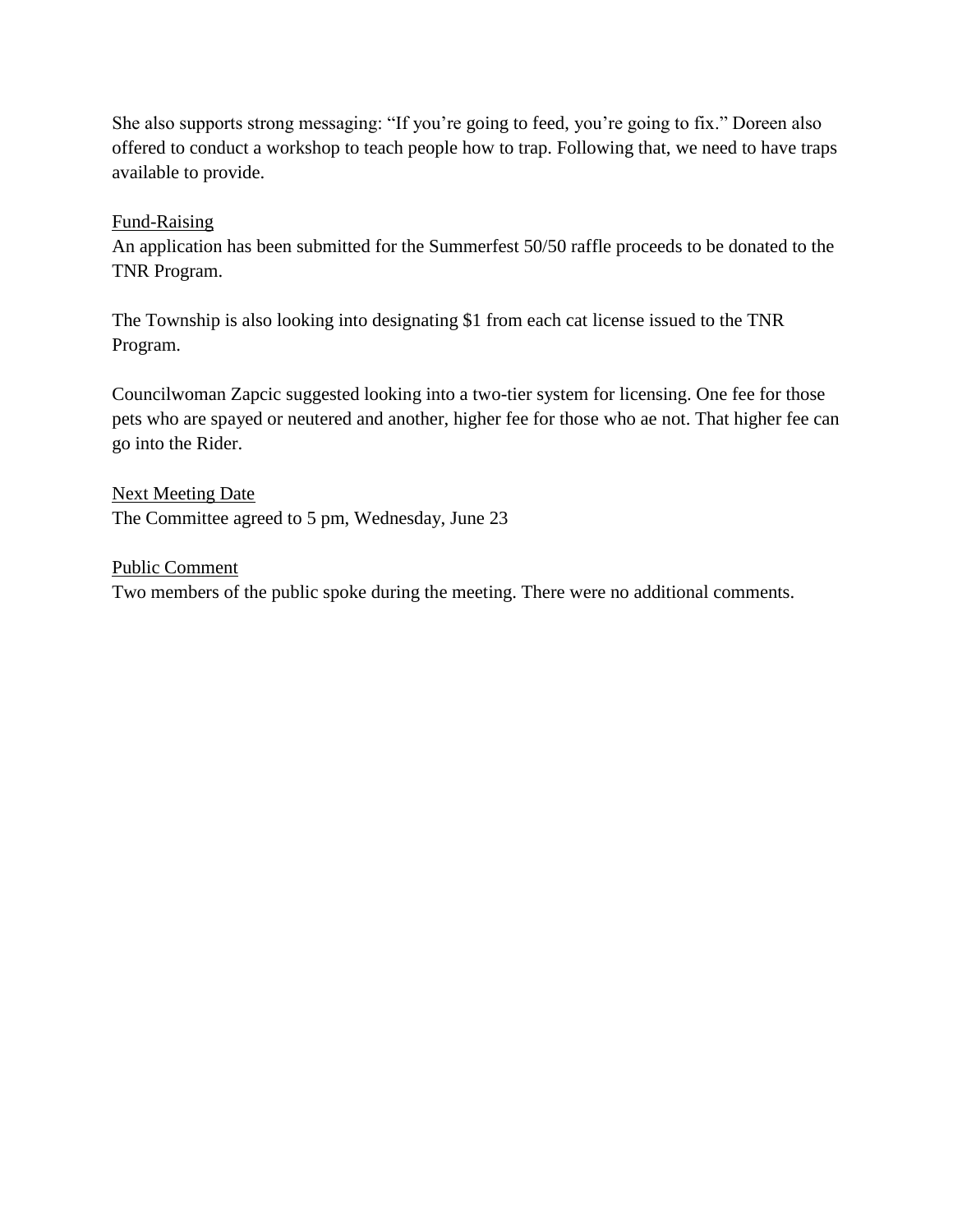She also supports strong messaging: "If you're going to feed, you're going to fix." Doreen also offered to conduct a workshop to teach people how to trap. Following that, we need to have traps available to provide.

<u>Fund-Raising</u>
An application has been submitted for the Summerfest 50/50 raffle proceeds to be donated to the TNR Program.

The Township is also looking into designating $1 from each cat license issued to the TNR Program.

Councilwoman Zapcic suggested looking into a two-tier system for licensing. One fee for those pets who are spayed or neutered and another, higher fee for those who ae not. That higher fee can go into the Rider.

<u>Next Meeting Date</u>
The Committee agreed to 5 pm, Wednesday, June 23

<u>Public Comment</u>
Two members of the public spoke during the meeting. There were no additional comments.